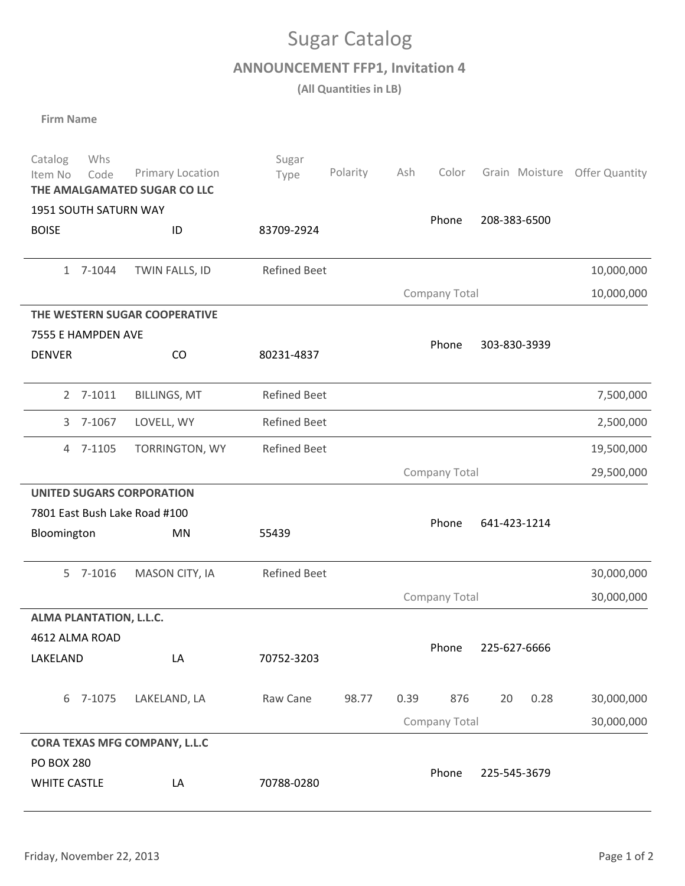# Sugar Catalog

## ANNOUNCEMENT FFP1, Invitation 4

**(All Quantities in LB)**

**Firm Name**

| Catalog Item No | Whs Code | Primary Location | Sugar Type | Polarity | Ash | Color | Grain | Moisture | Offer Quantity |
|---|---|---|---|---|---|---|---|---|---|
| **THE AMALGAMATED SUGAR CO LLC** | | | | | | | | | |
| 1951 SOUTH SATURN WAY | | | | | | | | | |
| BOISE | | ID | 83709-2924 | | | Phone | 208-383-6500 | | |
| 1 | 7-1044 | TWIN FALLS, ID | Refined Beet | | | | | | 10,000,000 |
| | | | | | Company Total | | | | 10,000,000 |
| **THE WESTERN SUGAR COOPERATIVE** | | | | | | | | | |
| 7555 E HAMPDEN AVE | | | | | | | | | |
| DENVER | | CO | 80231-4837 | | | Phone | 303-830-3939 | | |
| 2 | 7-1011 | BILLINGS, MT | Refined Beet | | | | | | 7,500,000 |
| 3 | 7-1067 | LOVELL, WY | Refined Beet | | | | | | 2,500,000 |
| 4 | 7-1105 | TORRINGTON, WY | Refined Beet | | | | | | 19,500,000 |
| | | | | | Company Total | | | | 29,500,000 |
| **UNITED SUGARS CORPORATION** | | | | | | | | | |
| 7801 East Bush Lake Road #100 | | | | | | | | | |
| Bloomington | | MN | 55439 | | | Phone | 641-423-1214 | | |
| 5 | 7-1016 | MASON CITY, IA | Refined Beet | | | | | | 30,000,000 |
| | | | | | Company Total | | | | 30,000,000 |
| **ALMA PLANTATION, L.L.C.** | | | | | | | | | |
| 4612 ALMA ROAD | | | | | | | | | |
| LAKELAND | | LA | 70752-3203 | | | Phone | 225-627-6666 | | |
| 6 | 7-1075 | LAKELAND, LA | Raw Cane | 98.77 | 0.39 | 876 | 20 | 0.28 | 30,000,000 |
| | | | | | Company Total | | | | 30,000,000 |
| **CORA TEXAS MFG COMPANY, L.L.C** | | | | | | | | | |
| PO BOX 280 | | | | | | | | | |
| WHITE CASTLE | | LA | 70788-0280 | | | Phone | 225-545-3679 | | |

Friday, November 22, 2013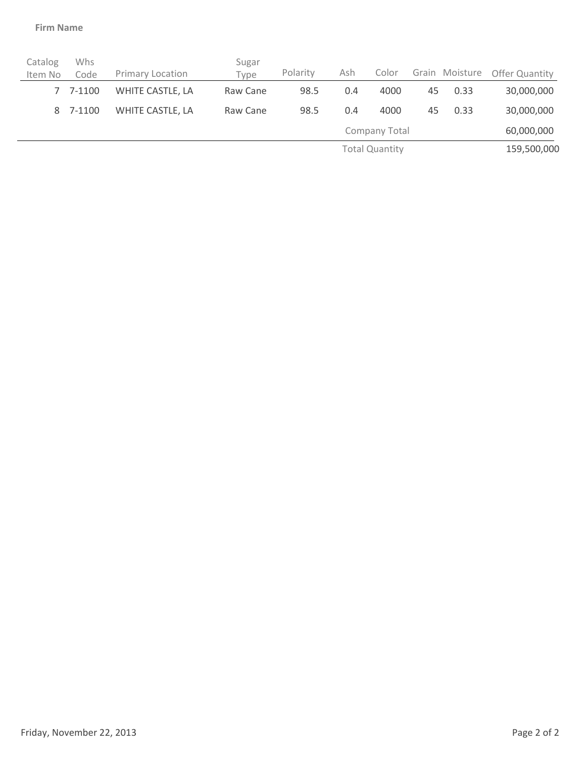**Firm Name**

| Catalog Item No | Whs Code | Primary Location | Sugar Type | Polarity | Ash | Color | Grain | Moisture | Offer Quantity |
|---|---|---|---|---|---|---|---|---|---|
| 7 | 7-1100 | WHITE CASTLE, LA | Raw Cane | 98.5 | 0.4 | 4000 | 45 | 0.33 | 30,000,000 |
| 8 | 7-1100 | WHITE CASTLE, LA | Raw Cane | 98.5 | 0.4 | 4000 | 45 | 0.33 | 30,000,000 |
| | | | | | | Company Total | | | 60,000,000 |
| | | | | | | Total Quantity | | | 159,500,000 |

Friday, November 22, 2013